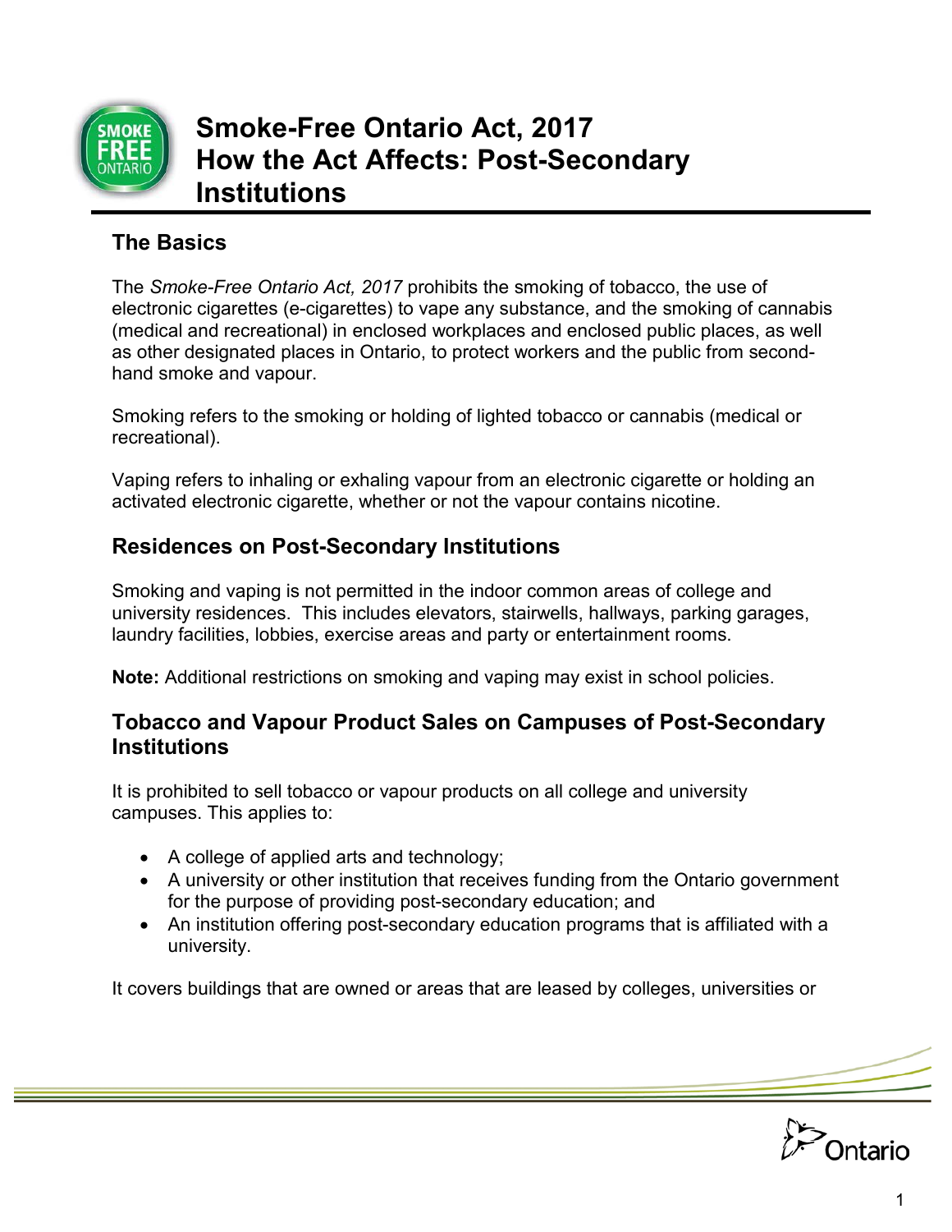# Smoke-Free Ontario Act, 2017 How the Act Affects: Post-Secondary Institutions

## The Basics

The *Smoke-Free Ontario Act, 2017* prohibits the smoking of tobacco, the use of electronic cigarettes (e-cigarettes) to vape any substance, and the smoking of cannabis (medical and recreational) in enclosed workplaces and enclosed public places, as well as other designated places in Ontario, to protect workers and the public from second-hand smoke and vapour.

Smoking refers to the smoking or holding of lighted tobacco or cannabis (medical or recreational).

Vaping refers to inhaling or exhaling vapour from an electronic cigarette or holding an activated electronic cigarette, whether or not the vapour contains nicotine.

## Residences on Post-Secondary Institutions

Smoking and vaping is not permitted in the indoor common areas of college and university residences. This includes elevators, stairwells, hallways, parking garages, laundry facilities, lobbies, exercise areas and party or entertainment rooms.

**Note:** Additional restrictions on smoking and vaping may exist in school policies.

## Tobacco and Vapour Product Sales on Campuses of Post-Secondary Institutions

It is prohibited to sell tobacco or vapour products on all college and university campuses. This applies to:

- A college of applied arts and technology;
- A university or other institution that receives funding from the Ontario government for the purpose of providing post-secondary education; and
- An institution offering post-secondary education programs that is affiliated with a university.

It covers buildings that are owned or areas that are leased by colleges, universities or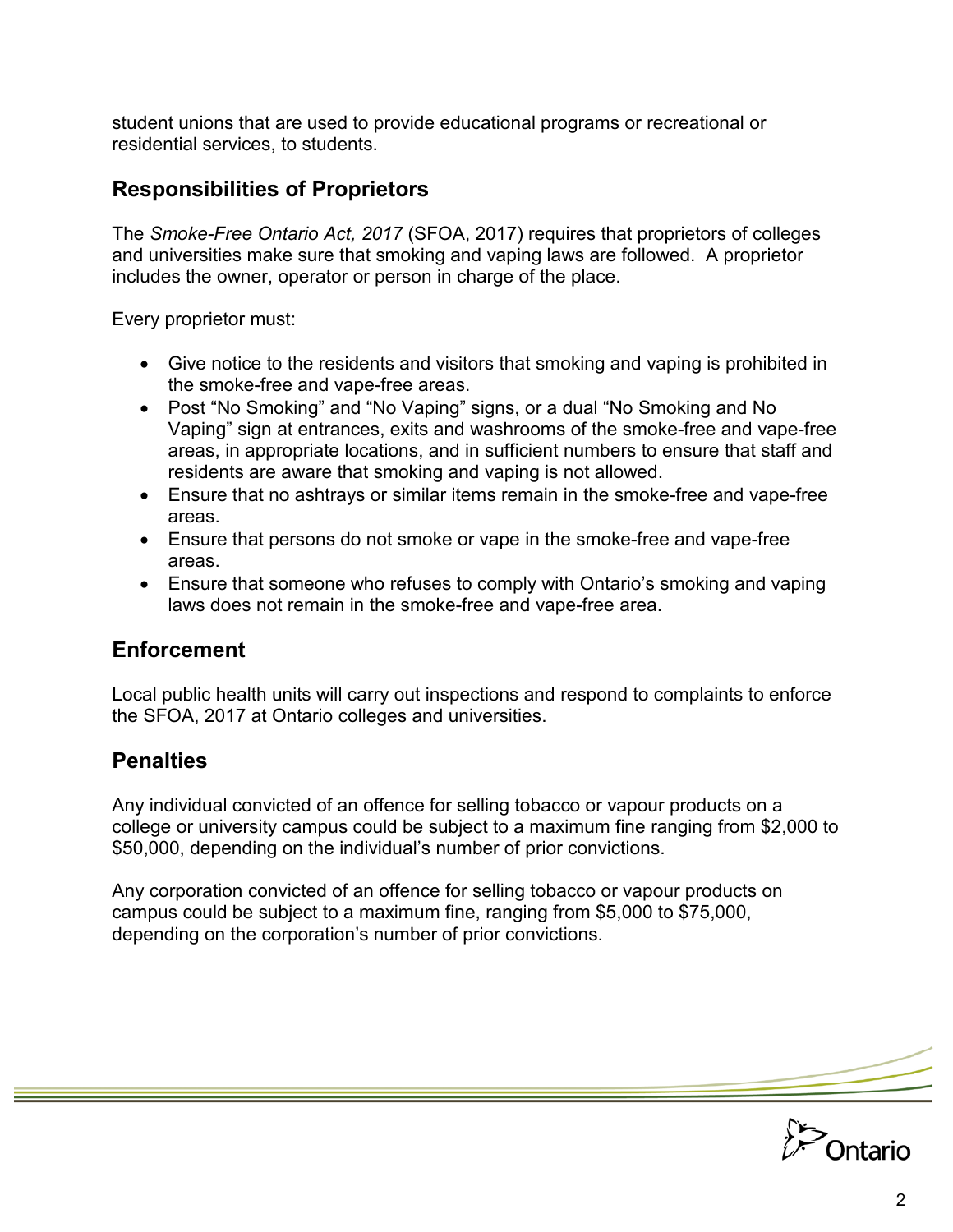student unions that are used to provide educational programs or recreational or residential services, to students.

## Responsibilities of Proprietors

The *Smoke-Free Ontario Act, 2017* (SFOA, 2017) requires that proprietors of colleges and universities make sure that smoking and vaping laws are followed. A proprietor includes the owner, operator or person in charge of the place.

Every proprietor must:

- Give notice to the residents and visitors that smoking and vaping is prohibited in the smoke-free and vape-free areas.
- Post "No Smoking" and "No Vaping" signs, or a dual "No Smoking and No Vaping" sign at entrances, exits and washrooms of the smoke-free and vape-free areas, in appropriate locations, and in sufficient numbers to ensure that staff and residents are aware that smoking and vaping is not allowed.
- Ensure that no ashtrays or similar items remain in the smoke-free and vape-free areas.
- Ensure that persons do not smoke or vape in the smoke-free and vape-free areas.
- Ensure that someone who refuses to comply with Ontario's smoking and vaping laws does not remain in the smoke-free and vape-free area.

## Enforcement

Local public health units will carry out inspections and respond to complaints to enforce the SFOA, 2017 at Ontario colleges and universities.

## Penalties

Any individual convicted of an offence for selling tobacco or vapour products on a college or university campus could be subject to a maximum fine ranging from $2,000 to $50,000, depending on the individual's number of prior convictions.

Any corporation convicted of an offence for selling tobacco or vapour products on campus could be subject to a maximum fine, ranging from $5,000 to $75,000, depending on the corporation's number of prior convictions.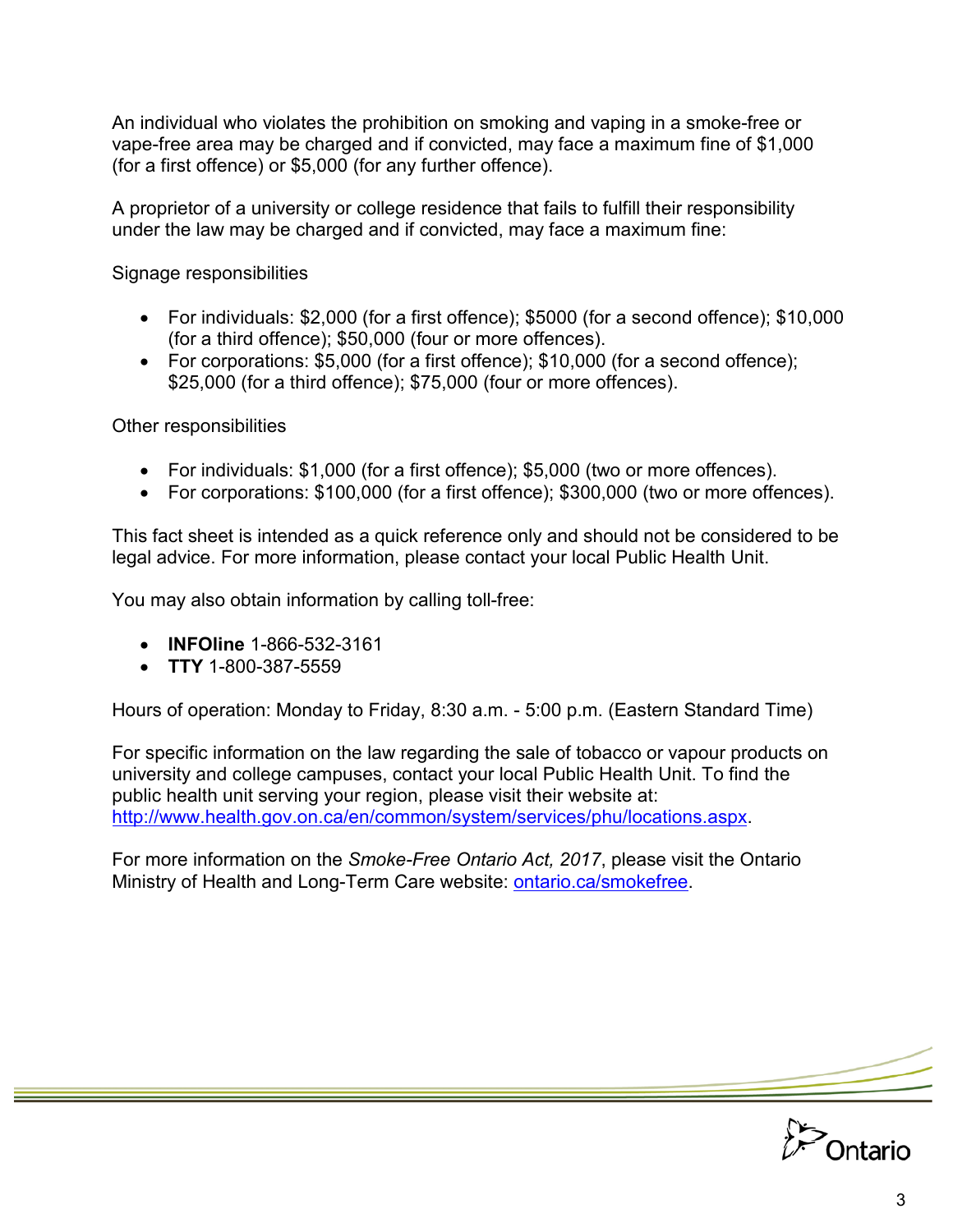An individual who violates the prohibition on smoking and vaping in a smoke-free or vape-free area may be charged and if convicted, may face a maximum fine of $1,000 (for a first offence) or $5,000 (for any further offence).

A proprietor of a university or college residence that fails to fulfill their responsibility under the law may be charged and if convicted, may face a maximum fine:

Signage responsibilities

- For individuals: $2,000 (for a first offence); $5000 (for a second offence); $10,000 (for a third offence); $50,000 (four or more offences).
- For corporations: $5,000 (for a first offence); $10,000 (for a second offence); $25,000 (for a third offence); $75,000 (four or more offences).

Other responsibilities

- For individuals: $1,000 (for a first offence); $5,000 (two or more offences).
- For corporations: $100,000 (for a first offence); $300,000 (two or more offences).

This fact sheet is intended as a quick reference only and should not be considered to be legal advice. For more information, please contact your local Public Health Unit.

You may also obtain information by calling toll-free:

- **INFOline** 1-866-532-3161
- **TTY** 1-800-387-5559

Hours of operation: Monday to Friday, 8:30 a.m. - 5:00 p.m. (Eastern Standard Time)

For specific information on the law regarding the sale of tobacco or vapour products on university and college campuses, contact your local Public Health Unit. To find the public health unit serving your region, please visit their website at: [http://www.health.gov.on.ca/en/common/system/services/phu/locations.aspx](http://www.health.gov.on.ca/en/common/system/services/phu/locations.aspx).

For more information on the *Smoke-Free Ontario Act, 2017*, please visit the Ontario Ministry of Health and Long-Term Care website: [ontario.ca/smokefree](ontario.ca/smokefree).